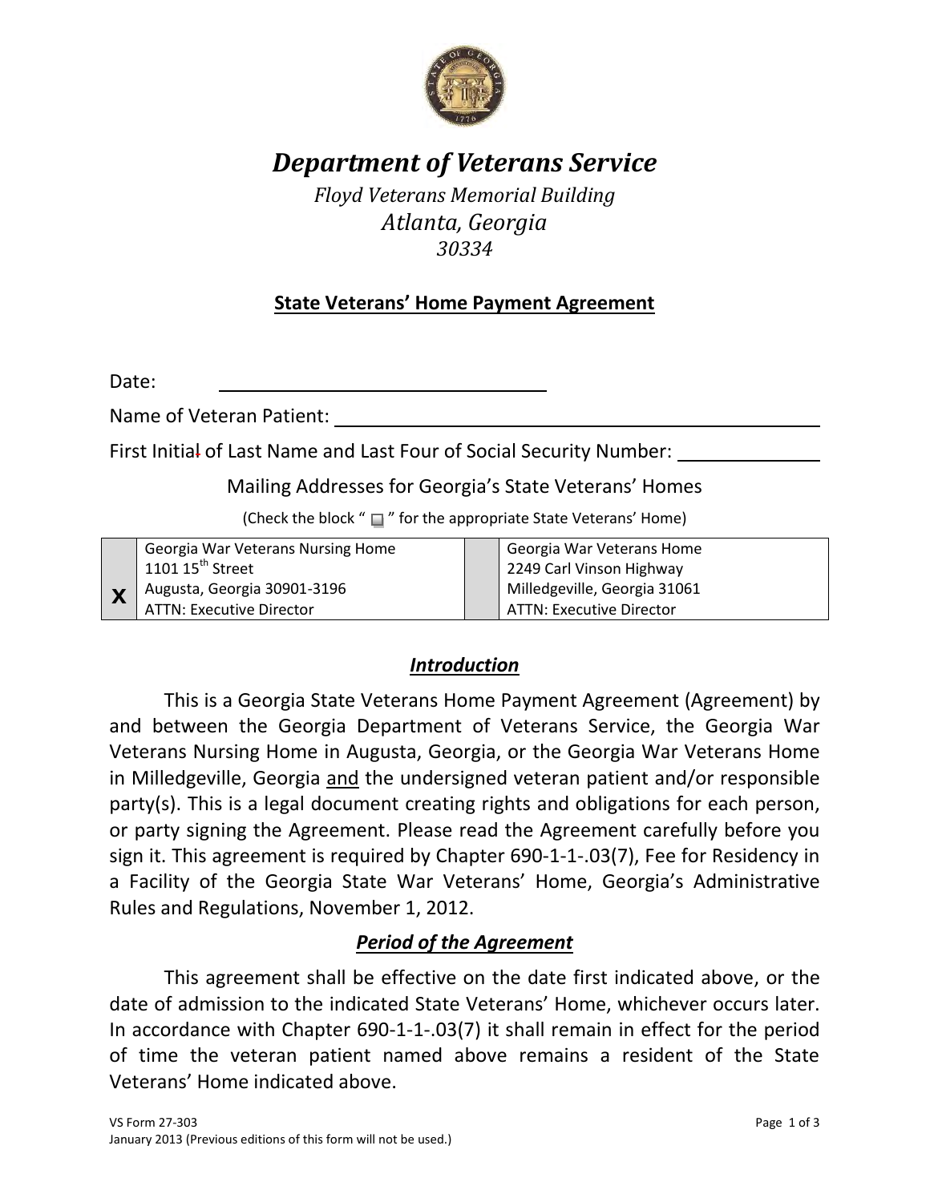# *Department of Veterans Service*

*Floyd Veterans Memorial Building*
*Atlanta, Georgia*
*30334*

## State Veterans' Home Payment Agreement

Date: ______________________________

Name of Veteran Patient: ______________________________

First Initial of Last Name and Last Four of Social Security Number: ______________

Mailing Addresses for Georgia's State Veterans' Homes

(Check the block " ☐ " for the appropriate State Veterans' Home)

| | | | |
|---|---|---|---|
| X | Georgia War Veterans Nursing Home<br>1101 15th Street<br>Augusta, Georgia 30901-3196<br>ATTN: Executive Director | | Georgia War Veterans Home<br>2249 Carl Vinson Highway<br>Milledgeville, Georgia 31061<br>ATTN: Executive Director |

### *Introduction*

This is a Georgia State Veterans Home Payment Agreement (Agreement) by and between the Georgia Department of Veterans Service, the Georgia War Veterans Nursing Home in Augusta, Georgia, or the Georgia War Veterans Home in Milledgeville, Georgia and the undersigned veteran patient and/or responsible party(s). This is a legal document creating rights and obligations for each person, or party signing the Agreement. Please read the Agreement carefully before you sign it. This agreement is required by Chapter 690-1-1-.03(7), Fee for Residency in a Facility of the Georgia State War Veterans' Home, Georgia's Administrative Rules and Regulations, November 1, 2012.

### *Period of the Agreement*

This agreement shall be effective on the date first indicated above, or the date of admission to the indicated State Veterans' Home, whichever occurs later. In accordance with Chapter 690-1-1-.03(7) it shall remain in effect for the period of time the veteran patient named above remains a resident of the State Veterans' Home indicated above.

VS Form 27-303
January 2013 (Previous editions of this form will not be used.)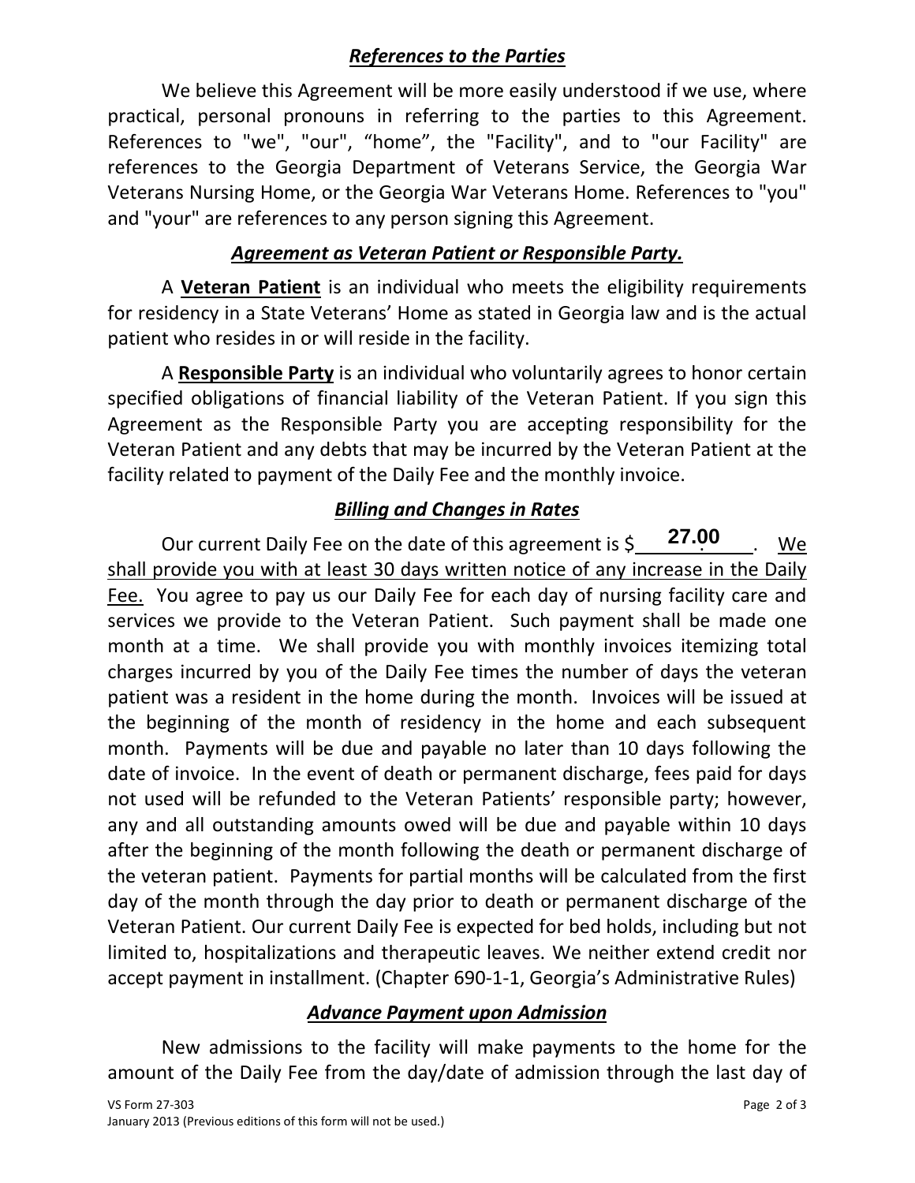## ***References to the Parties***

We believe this Agreement will be more easily understood if we use, where practical, personal pronouns in referring to the parties to this Agreement. References to "we", "our", “home”, the "Facility", and to "our Facility" are references to the Georgia Department of Veterans Service, the Georgia War Veterans Nursing Home, or the Georgia War Veterans Home. References to "you" and "your" are references to any person signing this Agreement.

## ***Agreement as Veteran Patient or Responsible Party.***

A **Veteran Patient** is an individual who meets the eligibility requirements for residency in a State Veterans’ Home as stated in Georgia law and is the actual patient who resides in or will reside in the facility.

A **Responsible Party** is an individual who voluntarily agrees to honor certain specified obligations of financial liability of the Veteran Patient. If you sign this Agreement as the Responsible Party you are accepting responsibility for the Veteran Patient and any debts that may be incurred by the Veteran Patient at the facility related to payment of the Daily Fee and the monthly invoice.

## ***Billing and Changes in Rates***

Our current Daily Fee on the date of this agreement is $ **27.00** . We shall provide you with at least 30 days written notice of any increase in the Daily Fee. You agree to pay us our Daily Fee for each day of nursing facility care and services we provide to the Veteran Patient. Such payment shall be made one month at a time. We shall provide you with monthly invoices itemizing total charges incurred by you of the Daily Fee times the number of days the veteran patient was a resident in the home during the month. Invoices will be issued at the beginning of the month of residency in the home and each subsequent month. Payments will be due and payable no later than 10 days following the date of invoice. In the event of death or permanent discharge, fees paid for days not used will be refunded to the Veteran Patients’ responsible party; however, any and all outstanding amounts owed will be due and payable within 10 days after the beginning of the month following the death or permanent discharge of the veteran patient. Payments for partial months will be calculated from the first day of the month through the day prior to death or permanent discharge of the Veteran Patient. Our current Daily Fee is expected for bed holds, including but not limited to, hospitalizations and therapeutic leaves. We neither extend credit nor accept payment in installment. (Chapter 690-1-1, Georgia’s Administrative Rules)

## ***Advance Payment upon Admission***

New admissions to the facility will make payments to the home for the amount of the Daily Fee from the day/date of admission through the last day of

VS Form 27-303
January 2013 (Previous editions of this form will not be used.)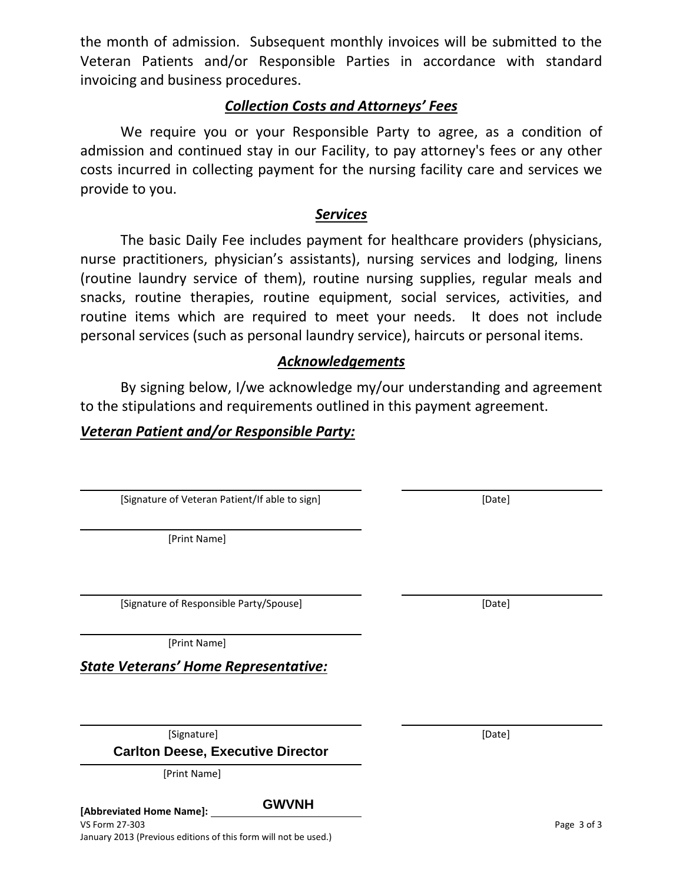the month of admission. Subsequent monthly invoices will be submitted to the Veteran Patients and/or Responsible Parties in accordance with standard invoicing and business procedures.

## ***Collection Costs and Attorneys' Fees***

We require you or your Responsible Party to agree, as a condition of admission and continued stay in our Facility, to pay attorney's fees or any other costs incurred in collecting payment for the nursing facility care and services we provide to you.

## ***Services***

The basic Daily Fee includes payment for healthcare providers (physicians, nurse practitioners, physician's assistants), nursing services and lodging, linens (routine laundry service of them), routine nursing supplies, regular meals and snacks, routine therapies, routine equipment, social services, activities, and routine items which are required to meet your needs. It does not include personal services (such as personal laundry service), haircuts or personal items.

## ***Acknowledgements***

By signing below, I/we acknowledge my/our understanding and agreement to the stipulations and requirements outlined in this payment agreement.

***Veteran Patient and/or Responsible Party:***

\_\_\_\_\_\_\_\_\_\_\_\_\_\_\_\_\_\_\_\_\_\_\_\_\_\_\_\_\_\_ \_\_\_\_\_\_\_\_\_\_\_\_\_\_\_\_\_\_\_\_
[Signature of Veteran Patient/If able to sign] [Date]

\_\_\_\_\_\_\_\_\_\_\_\_\_\_\_\_\_\_\_\_\_\_\_\_\_\_\_\_\_\_
[Print Name]

\_\_\_\_\_\_\_\_\_\_\_\_\_\_\_\_\_\_\_\_\_\_\_\_\_\_\_\_\_\_ \_\_\_\_\_\_\_\_\_\_\_\_\_\_\_\_\_\_\_\_
[Signature of Responsible Party/Spouse] [Date]

\_\_\_\_\_\_\_\_\_\_\_\_\_\_\_\_\_\_\_\_\_\_\_\_\_\_\_\_\_\_
[Print Name]

***State Veterans' Home Representative:***

\_\_\_\_\_\_\_\_\_\_\_\_\_\_\_\_\_\_\_\_\_\_\_\_\_\_\_\_\_\_ \_\_\_\_\_\_\_\_\_\_\_\_\_\_\_\_\_\_\_\_
[Signature] [Date]

**Carlton Deese, Executive Director**
[Print Name]

**[Abbreviated Home Name]:** **GWVNH**

VS Form 27-303
January 2013 (Previous editions of this form will not be used.)